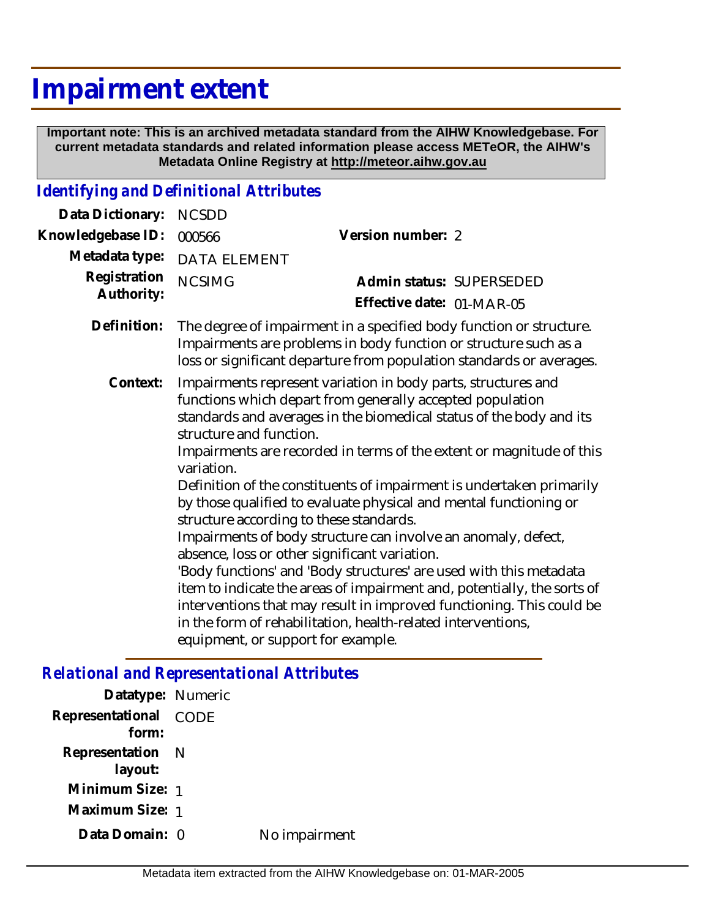# Impairment extent

**Important note: This is an archived metadata standard from the AIHW Knowledgebase. For current metadata standards and related information please access METeOR, the AIHW's Metadata Online Registry at http://meteor.aihw.gov.au**

## *Identifying and Definitional Attributes*

**Data Dictionary:** NCSDD

**Knowledgebase ID:** 000566

**Version number:** 2

**Metadata type:** DATA ELEMENT

**Registration Authority:** NCSIMG

**Admin status:** SUPERSEDED

**Effective date:** 01-MAR-05

**Definition:** The degree of impairment in a specified body function or structure. Impairments are problems in body function or structure such as a loss or significant departure from population standards or averages.

**Context:** Impairments represent variation in body parts, structures and functions which depart from generally accepted population standards and averages in the biomedical status of the body and its structure and function.
Impairments are recorded in terms of the extent or magnitude of this variation.
Definition of the constituents of impairment is undertaken primarily by those qualified to evaluate physical and mental functioning or structure according to these standards.
Impairments of body structure can involve an anomaly, defect, absence, loss or other significant variation.
'Body functions' and 'Body structures' are used with this metadata item to indicate the areas of impairment and, potentially, the sorts of interventions that may result in improved functioning. This could be in the form of rehabilitation, health-related interventions, equipment, or support for example.

## *Relational and Representational Attributes*

**Datatype:** Numeric

**Representational form:** CODE

**Representation layout:** N

**Minimum Size:** 1

**Maximum Size:** 1

**Data Domain:** 0 No impairment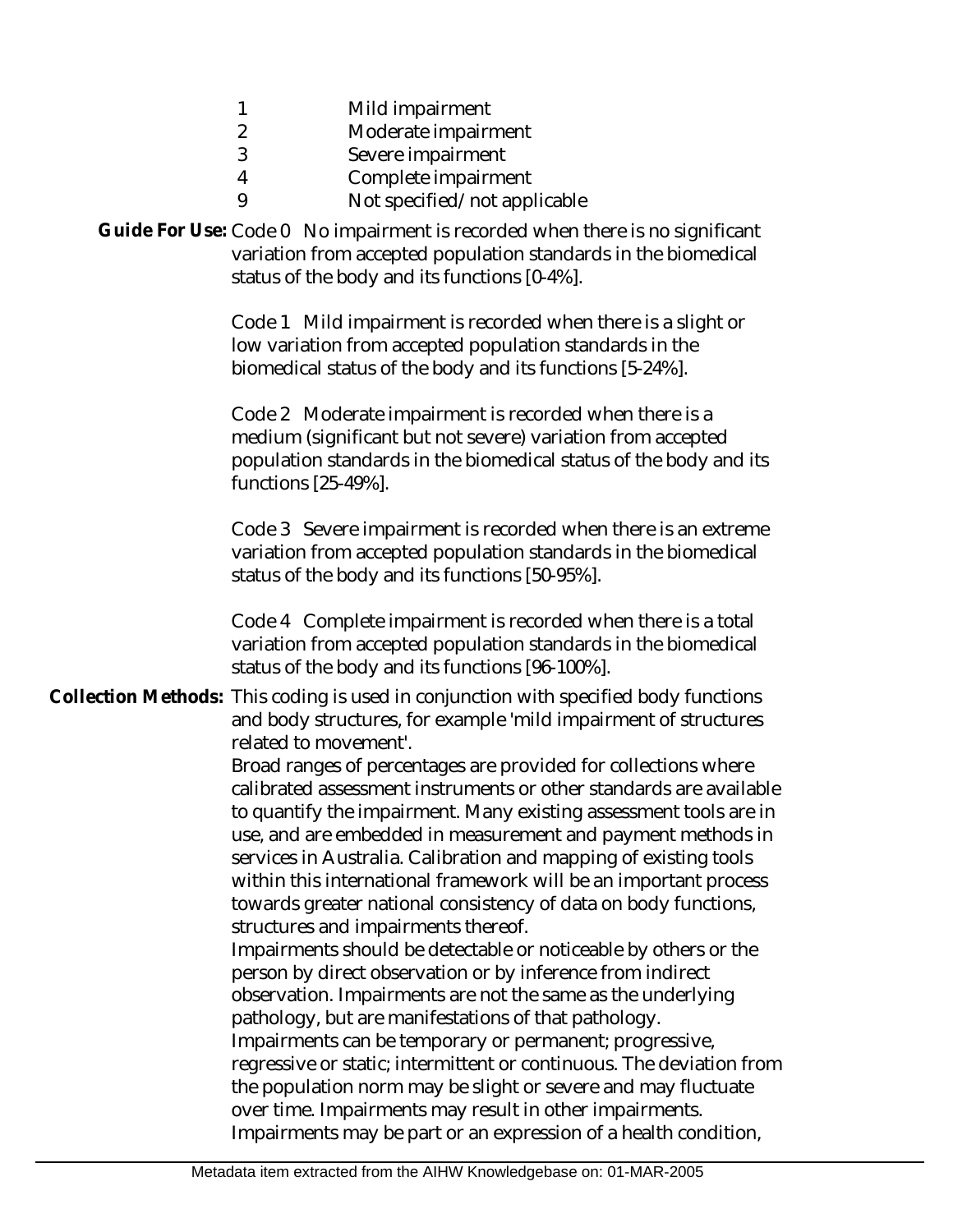| | |
|---|---|
| 1 | Mild impairment |
| 2 | Moderate impairment |
| 3 | Severe impairment |
| 4 | Complete impairment |
| 9 | Not specified/not applicable |

**Guide For Use:** Code 0 No impairment is recorded when there is no significant variation from accepted population standards in the biomedical status of the body and its functions [0-4%].

Code 1 Mild impairment is recorded when there is a slight or low variation from accepted population standards in the biomedical status of the body and its functions [5-24%].

Code 2 Moderate impairment is recorded when there is a medium (significant but not severe) variation from accepted population standards in the biomedical status of the body and its functions [25-49%].

Code 3 Severe impairment is recorded when there is an extreme variation from accepted population standards in the biomedical status of the body and its functions [50-95%].

Code 4 Complete impairment is recorded when there is a total variation from accepted population standards in the biomedical status of the body and its functions [96-100%].

**Collection Methods:** This coding is used in conjunction with specified body functions and body structures, for example 'mild impairment of structures related to movement'.

Broad ranges of percentages are provided for collections where calibrated assessment instruments or other standards are available to quantify the impairment. Many existing assessment tools are in use, and are embedded in measurement and payment methods in services in Australia. Calibration and mapping of existing tools within this international framework will be an important process towards greater national consistency of data on body functions, structures and impairments thereof.

Impairments should be detectable or noticeable by others or the person by direct observation or by inference from indirect observation. Impairments are not the same as the underlying pathology, but are manifestations of that pathology.

Impairments can be temporary or permanent; progressive, regressive or static; intermittent or continuous. The deviation from the population norm may be slight or severe and may fluctuate over time. Impairments may result in other impairments.

Impairments may be part or an expression of a health condition,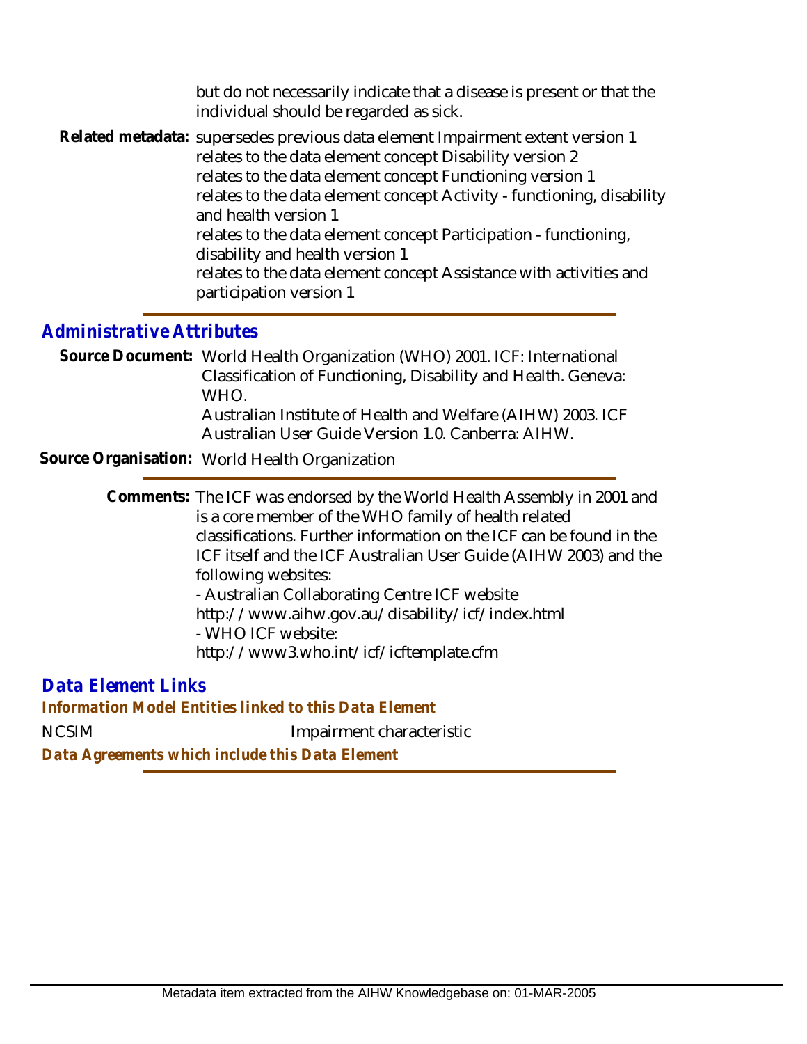but do not necessarily indicate that a disease is present or that the individual should be regarded as sick.

**Related metadata:** supersedes previous data element Impairment extent version 1
relates to the data element concept Disability version 2
relates to the data element concept Functioning version 1
relates to the data element concept Activity - functioning, disability and health version 1
relates to the data element concept Participation - functioning, disability and health version 1
relates to the data element concept Assistance with activities and participation version 1

## Administrative Attributes

**Source Document:** World Health Organization (WHO) 2001. ICF: International Classification of Functioning, Disability and Health. Geneva: WHO.
Australian Institute of Health and Welfare (AIHW) 2003. ICF Australian User Guide Version 1.0. Canberra: AIHW.

**Source Organisation:** World Health Organization

**Comments:** The ICF was endorsed by the World Health Assembly in 2001 and is a core member of the WHO family of health related classifications. Further information on the ICF can be found in the ICF itself and the ICF Australian User Guide (AIHW 2003) and the following websites:
- Australian Collaborating Centre ICF website
http://www.aihw.gov.au/disability/icf/index.html
- WHO ICF website:
http://www3.who.int/icf/icftemplate.cfm

## Data Element Links

### Information Model Entities linked to this Data Element

| | |
|---|---|
| NCSIM | Impairment characteristic |

### Data Agreements which include this Data Element